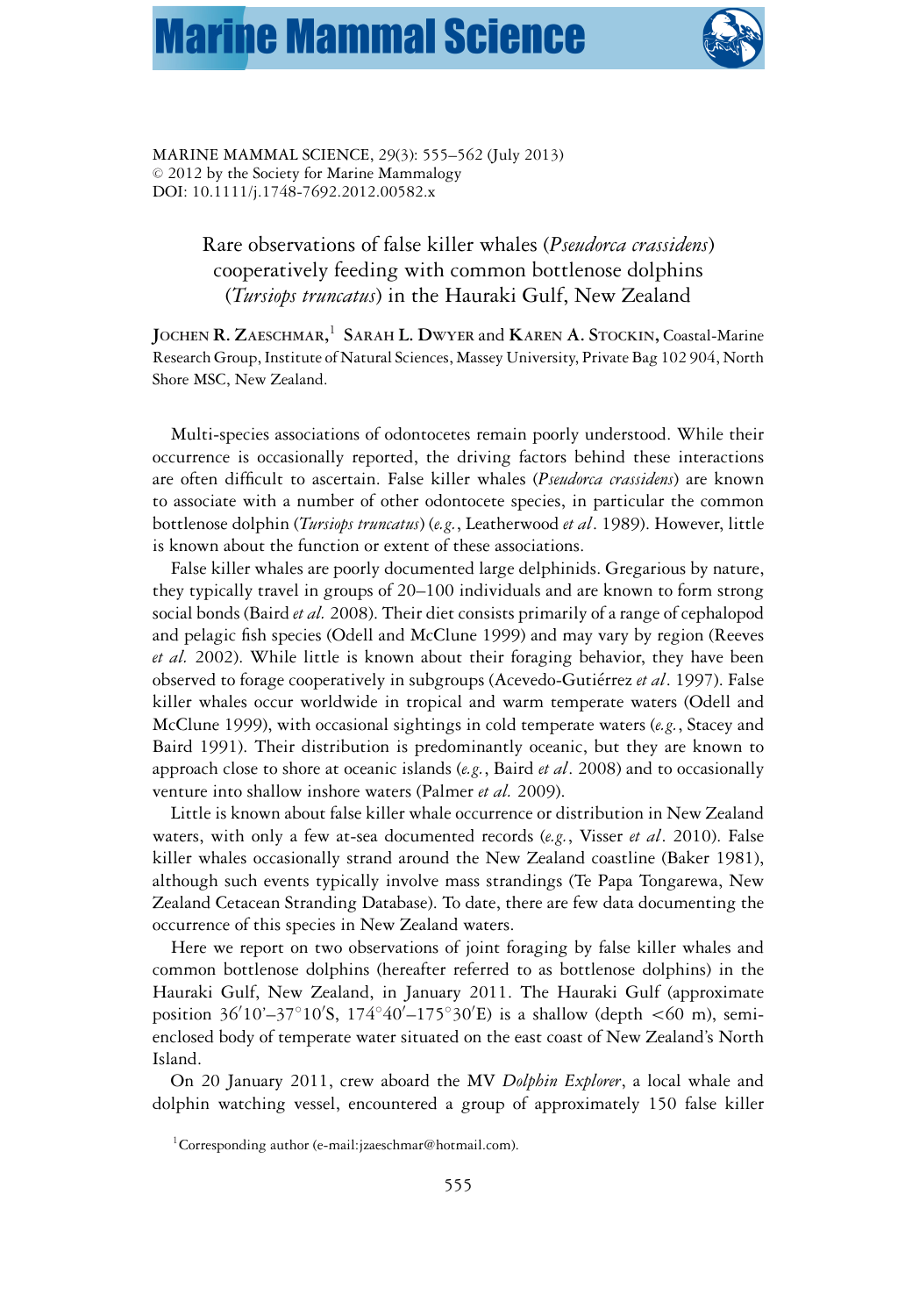MARINE MAMMAL SCIENCE, 29(3): 555–562 (July 2013)
© 2012 by the Society for Marine Mammalogy
DOI: 10.1111/j.1748-7692.2012.00582.x

# Rare observations of false killer whales (*Pseudorca crassidens*) cooperatively feeding with common bottlenose dolphins (*Tursiops truncatus*) in the Hauraki Gulf, New Zealand

**JOCHEN R. ZAESCHMAR**,[1] **SARAH L. DWYER** and **KAREN A. STOCKIN**, Coastal-Marine Research Group, Institute of Natural Sciences, Massey University, Private Bag 102 904, North Shore MSC, New Zealand.

Multi-species associations of odontocetes remain poorly understood. While their occurrence is occasionally reported, the driving factors behind these interactions are often difficult to ascertain. False killer whales (*Pseudorca crassidens*) are known to associate with a number of other odontocete species, in particular the common bottlenose dolphin (*Tursiops truncatus*) (*e.g.*, Leatherwood *et al*. 1989). However, little is known about the function or extent of these associations.

False killer whales are poorly documented large delphinids. Gregarious by nature, they typically travel in groups of 20–100 individuals and are known to form strong social bonds (Baird *et al.* 2008). Their diet consists primarily of a range of cephalopod and pelagic fish species (Odell and McClune 1999) and may vary by region (Reeves *et al.* 2002). While little is known about their foraging behavior, they have been observed to forage cooperatively in subgroups (Acevedo-Gutiérrez *et al*. 1997). False killer whales occur worldwide in tropical and warm temperate waters (Odell and McClune 1999), with occasional sightings in cold temperate waters (*e.g.*, Stacey and Baird 1991). Their distribution is predominantly oceanic, but they are known to approach close to shore at oceanic islands (*e.g.*, Baird *et al*. 2008) and to occasionally venture into shallow inshore waters (Palmer *et al.* 2009).

Little is known about false killer whale occurrence or distribution in New Zealand waters, with only a few at-sea documented records (*e.g.*, Visser *et al*. 2010). False killer whales occasionally strand around the New Zealand coastline (Baker 1981), although such events typically involve mass strandings (Te Papa Tongarewa, New Zealand Cetacean Stranding Database). To date, there are few data documenting the occurrence of this species in New Zealand waters.

Here we report on two observations of joint foraging by false killer whales and common bottlenose dolphins (hereafter referred to as bottlenose dolphins) in the Hauraki Gulf, New Zealand, in January 2011. The Hauraki Gulf (approximate position 36′10′–37°10′S, 174°40′–175°30′E) is a shallow (depth <60 m), semi-enclosed body of temperate water situated on the east coast of New Zealand's North Island.

On 20 January 2011, crew aboard the MV *Dolphin Explorer*, a local whale and dolphin watching vessel, encountered a group of approximately 150 false killer

[1]Corresponding author (e-mail:jzaeschmar@hotmail.com).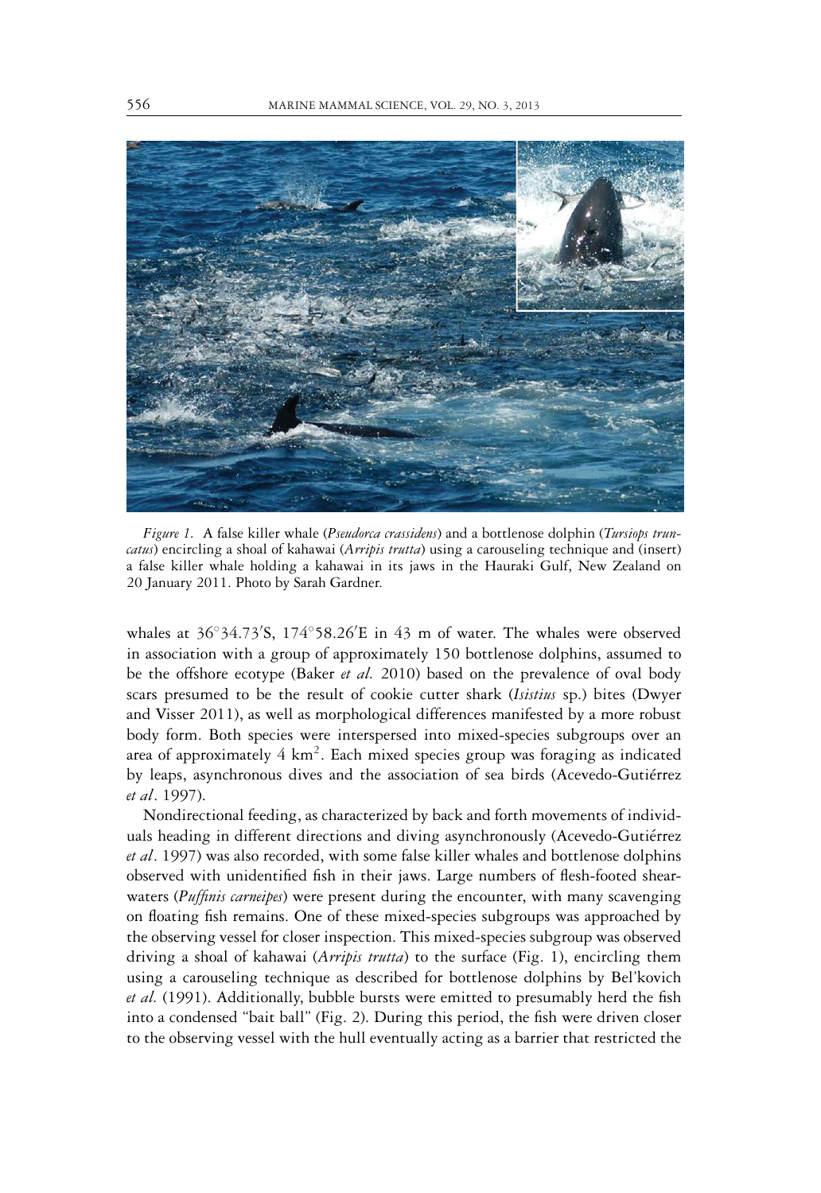*Figure 1.* A false killer whale (*Pseudorca crassidens*) and a bottlenose dolphin (*Tursiops truncatus*) encircling a shoal of kahawai (*Arripis trutta*) using a carouseling technique and (insert) a false killer whale holding a kahawai in its jaws in the Hauraki Gulf, New Zealand on 20 January 2011. Photo by Sarah Gardner.

whales at 36°34.73′S, 174°58.26′E in 43 m of water. The whales were observed in association with a group of approximately 150 bottlenose dolphins, assumed to be the offshore ecotype (Baker *et al.* 2010) based on the prevalence of oval body scars presumed to be the result of cookie cutter shark (*Isistius* sp.) bites (Dwyer and Visser 2011), as well as morphological differences manifested by a more robust body form. Both species were interspersed into mixed-species subgroups over an area of approximately 4 km$^2$. Each mixed species group was foraging as indicated by leaps, asynchronous dives and the association of sea birds (Acevedo-Gutiérrez *et al*. 1997).

Nondirectional feeding, as characterized by back and forth movements of individuals heading in different directions and diving asynchronously (Acevedo-Gutiérrez *et al*. 1997) was also recorded, with some false killer whales and bottlenose dolphins observed with unidentified fish in their jaws. Large numbers of flesh-footed shearwaters (*Puffinis carneipes*) were present during the encounter, with many scavenging on floating fish remains. One of these mixed-species subgroups was approached by the observing vessel for closer inspection. This mixed-species subgroup was observed driving a shoal of kahawai (*Arripis trutta*) to the surface (Fig. 1), encircling them using a carouseling technique as described for bottlenose dolphins by Bel'kovich *et al.* (1991). Additionally, bubble bursts were emitted to presumably herd the fish into a condensed "bait ball" (Fig. 2). During this period, the fish were driven closer to the observing vessel with the hull eventually acting as a barrier that restricted the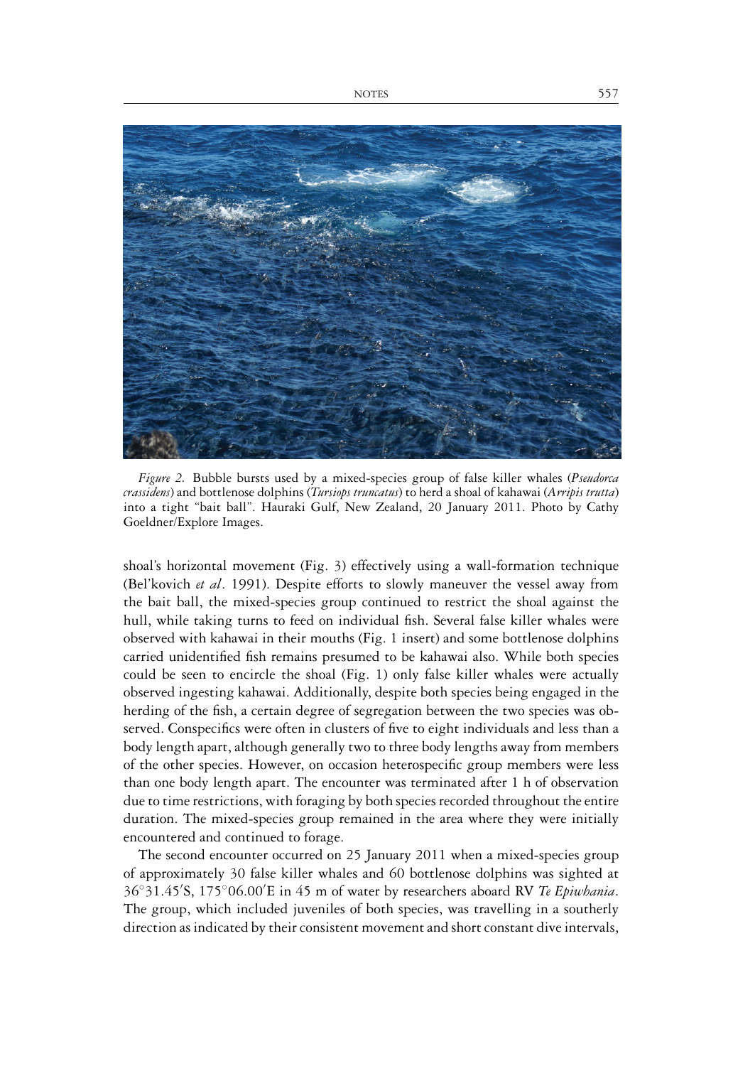*Figure 2.* Bubble bursts used by a mixed-species group of false killer whales (*Pseudorca crassidens*) and bottlenose dolphins (*Tursiops truncatus*) to herd a shoal of kahawai (*Arripis trutta*) into a tight "bait ball". Hauraki Gulf, New Zealand, 20 January 2011. Photo by Cathy Goeldner/Explore Images.

shoal's horizontal movement (Fig. 3) effectively using a wall-formation technique (Bel'kovich *et al*. 1991). Despite efforts to slowly maneuver the vessel away from the bait ball, the mixed-species group continued to restrict the shoal against the hull, while taking turns to feed on individual fish. Several false killer whales were observed with kahawai in their mouths (Fig. 1 insert) and some bottlenose dolphins carried unidentified fish remains presumed to be kahawai also. While both species could be seen to encircle the shoal (Fig. 1) only false killer whales were actually observed ingesting kahawai. Additionally, despite both species being engaged in the herding of the fish, a certain degree of segregation between the two species was observed. Conspecifics were often in clusters of five to eight individuals and less than a body length apart, although generally two to three body lengths away from members of the other species. However, on occasion heterospecific group members were less than one body length apart. The encounter was terminated after 1 h of observation due to time restrictions, with foraging by both species recorded throughout the entire duration. The mixed-species group remained in the area where they were initially encountered and continued to forage.

The second encounter occurred on 25 January 2011 when a mixed-species group of approximately 30 false killer whales and 60 bottlenose dolphins was sighted at 36°31.45′S, 175°06.00′E in 45 m of water by researchers aboard RV *Te Epiwhania*. The group, which included juveniles of both species, was travelling in a southerly direction as indicated by their consistent movement and short constant dive intervals,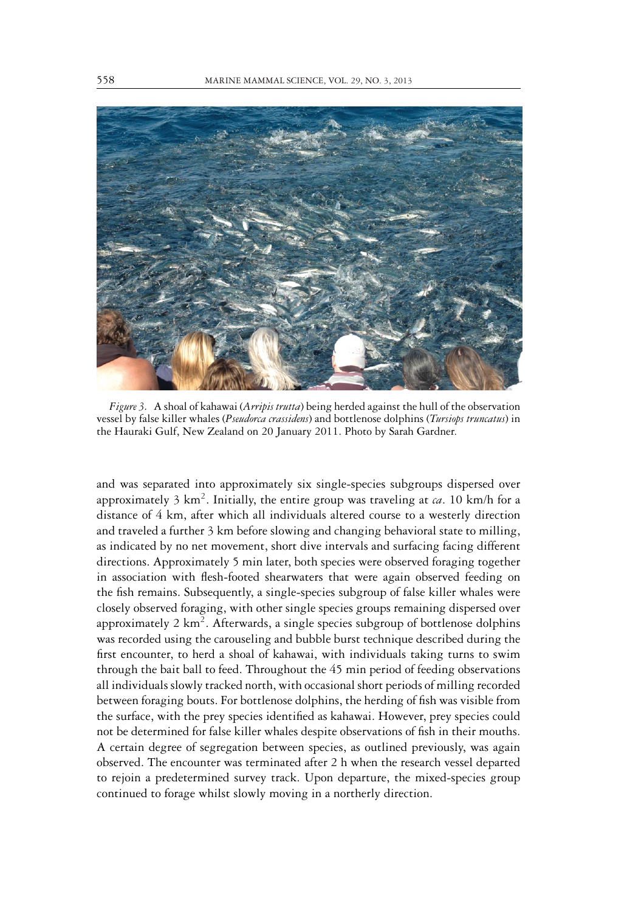*Figure 3*. A shoal of kahawai (*Arripis trutta*) being herded against the hull of the observation vessel by false killer whales (*Pseudorca crassidens*) and bottlenose dolphins (*Tursiops truncatus*) in the Hauraki Gulf, New Zealand on 20 January 2011. Photo by Sarah Gardner.

and was separated into approximately six single-species subgroups dispersed over approximately 3 $km^2$. Initially, the entire group was traveling at *ca*. 10 km/h for a distance of 4 km, after which all individuals altered course to a westerly direction and traveled a further 3 km before slowing and changing behavioral state to milling, as indicated by no net movement, short dive intervals and surfacing facing different directions. Approximately 5 min later, both species were observed foraging together in association with flesh-footed shearwaters that were again observed feeding on the fish remains. Subsequently, a single-species subgroup of false killer whales were closely observed foraging, with other single species groups remaining dispersed over approximately 2 $km^2$. Afterwards, a single species subgroup of bottlenose dolphins was recorded using the carouseling and bubble burst technique described during the first encounter, to herd a shoal of kahawai, with individuals taking turns to swim through the bait ball to feed. Throughout the 45 min period of feeding observations all individuals slowly tracked north, with occasional short periods of milling recorded between foraging bouts. For bottlenose dolphins, the herding of fish was visible from the surface, with the prey species identified as kahawai. However, prey species could not be determined for false killer whales despite observations of fish in their mouths. A certain degree of segregation between species, as outlined previously, was again observed. The encounter was terminated after 2 h when the research vessel departed to rejoin a predetermined survey track. Upon departure, the mixed-species group continued to forage whilst slowly moving in a northerly direction.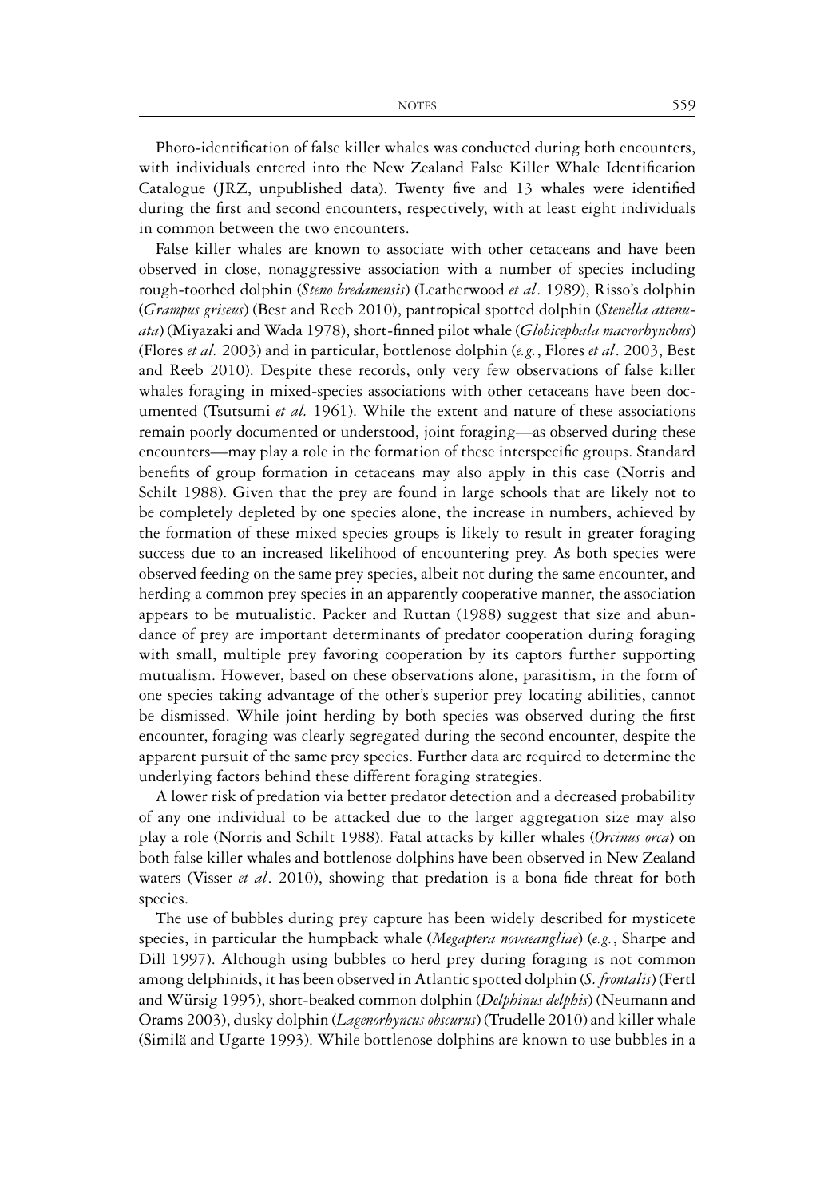Photo-identification of false killer whales was conducted during both encounters, with individuals entered into the New Zealand False Killer Whale Identification Catalogue (JRZ, unpublished data). Twenty five and 13 whales were identified during the first and second encounters, respectively, with at least eight individuals in common between the two encounters.

False killer whales are known to associate with other cetaceans and have been observed in close, nonaggressive association with a number of species including rough-toothed dolphin (*Steno bredanensis*) (Leatherwood *et al*. 1989), Risso's dolphin (*Grampus griseus*) (Best and Reeb 2010), pantropical spotted dolphin (*Stenella attenuata*) (Miyazaki and Wada 1978), short-finned pilot whale (*Globicephala macrorhynchus*) (Flores *et al.* 2003) and in particular, bottlenose dolphin (*e.g.*, Flores *et al*. 2003, Best and Reeb 2010). Despite these records, only very few observations of false killer whales foraging in mixed-species associations with other cetaceans have been documented (Tsutsumi *et al.* 1961). While the extent and nature of these associations remain poorly documented or understood, joint foraging—as observed during these encounters—may play a role in the formation of these interspecific groups. Standard benefits of group formation in cetaceans may also apply in this case (Norris and Schilt 1988). Given that the prey are found in large schools that are likely not to be completely depleted by one species alone, the increase in numbers, achieved by the formation of these mixed species groups is likely to result in greater foraging success due to an increased likelihood of encountering prey. As both species were observed feeding on the same prey species, albeit not during the same encounter, and herding a common prey species in an apparently cooperative manner, the association appears to be mutualistic. Packer and Ruttan (1988) suggest that size and abundance of prey are important determinants of predator cooperation during foraging with small, multiple prey favoring cooperation by its captors further supporting mutualism. However, based on these observations alone, parasitism, in the form of one species taking advantage of the other's superior prey locating abilities, cannot be dismissed. While joint herding by both species was observed during the first encounter, foraging was clearly segregated during the second encounter, despite the apparent pursuit of the same prey species. Further data are required to determine the underlying factors behind these different foraging strategies.

A lower risk of predation via better predator detection and a decreased probability of any one individual to be attacked due to the larger aggregation size may also play a role (Norris and Schilt 1988). Fatal attacks by killer whales (*Orcinus orca*) on both false killer whales and bottlenose dolphins have been observed in New Zealand waters (Visser *et al*. 2010), showing that predation is a bona fide threat for both species.

The use of bubbles during prey capture has been widely described for mysticete species, in particular the humpback whale (*Megaptera novaeangliae*) (*e.g.*, Sharpe and Dill 1997). Although using bubbles to herd prey during foraging is not common among delphinids, it has been observed in Atlantic spotted dolphin (*S. frontalis*) (Fertl and Würsig 1995), short-beaked common dolphin (*Delphinus delphis*) (Neumann and Orams 2003), dusky dolphin (*Lagenorhyncus obscurus*) (Trudelle 2010) and killer whale (Similä and Ugarte 1993). While bottlenose dolphins are known to use bubbles in a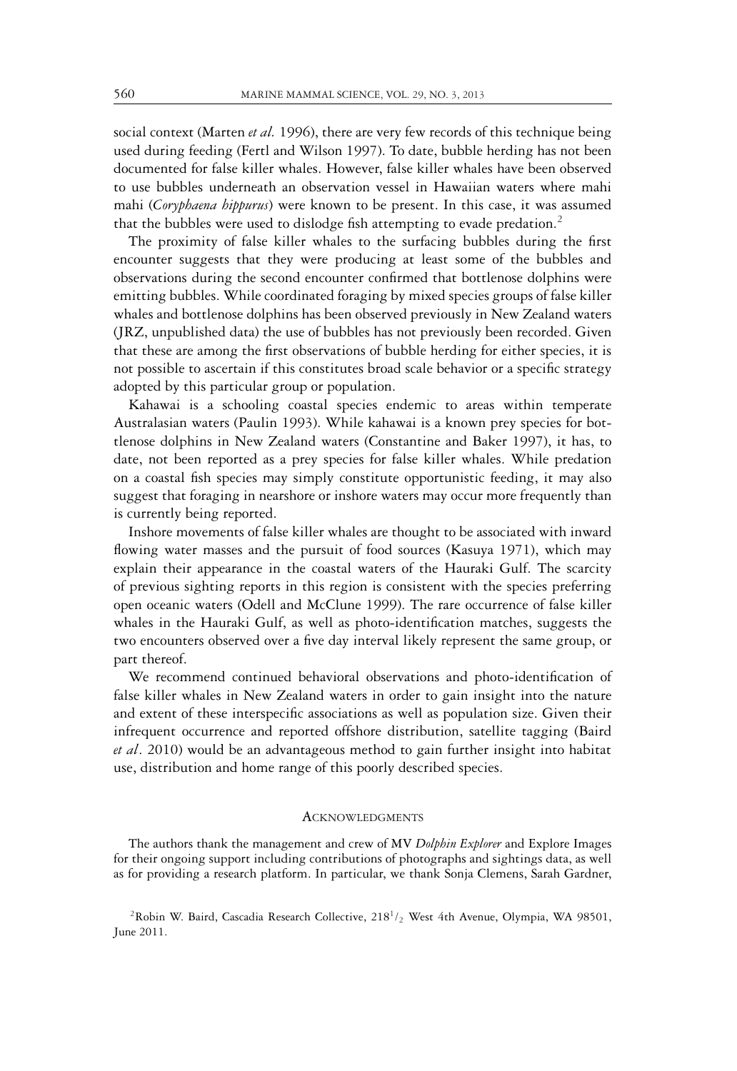social context (Marten *et al.* 1996), there are very few records of this technique being used during feeding (Fertl and Wilson 1997). To date, bubble herding has not been documented for false killer whales. However, false killer whales have been observed to use bubbles underneath an observation vessel in Hawaiian waters where mahi mahi (*Coryphaena hippurus*) were known to be present. In this case, it was assumed that the bubbles were used to dislodge fish attempting to evade predation.[2]

The proximity of false killer whales to the surfacing bubbles during the first encounter suggests that they were producing at least some of the bubbles and observations during the second encounter confirmed that bottlenose dolphins were emitting bubbles. While coordinated foraging by mixed species groups of false killer whales and bottlenose dolphins has been observed previously in New Zealand waters (JRZ, unpublished data) the use of bubbles has not previously been recorded. Given that these are among the first observations of bubble herding for either species, it is not possible to ascertain if this constitutes broad scale behavior or a specific strategy adopted by this particular group or population.

Kahawai is a schooling coastal species endemic to areas within temperate Australasian waters (Paulin 1993). While kahawai is a known prey species for bottlenose dolphins in New Zealand waters (Constantine and Baker 1997), it has, to date, not been reported as a prey species for false killer whales. While predation on a coastal fish species may simply constitute opportunistic feeding, it may also suggest that foraging in nearshore or inshore waters may occur more frequently than is currently being reported.

Inshore movements of false killer whales are thought to be associated with inward flowing water masses and the pursuit of food sources (Kasuya 1971), which may explain their appearance in the coastal waters of the Hauraki Gulf. The scarcity of previous sighting reports in this region is consistent with the species preferring open oceanic waters (Odell and McClune 1999). The rare occurrence of false killer whales in the Hauraki Gulf, as well as photo-identification matches, suggests the two encounters observed over a five day interval likely represent the same group, or part thereof.

We recommend continued behavioral observations and photo-identification of false killer whales in New Zealand waters in order to gain insight into the nature and extent of these interspecific associations as well as population size. Given their infrequent occurrence and reported offshore distribution, satellite tagging (Baird *et al*. 2010) would be an advantageous method to gain further insight into habitat use, distribution and home range of this poorly described species.

## Acknowledgments

The authors thank the management and crew of MV *Dolphin Explorer* and Explore Images for their ongoing support including contributions of photographs and sightings data, as well as for providing a research platform. In particular, we thank Sonja Clemens, Sarah Gardner,

[2]Robin W. Baird, Cascadia Research Collective, 218½ West 4th Avenue, Olympia, WA 98501, June 2011.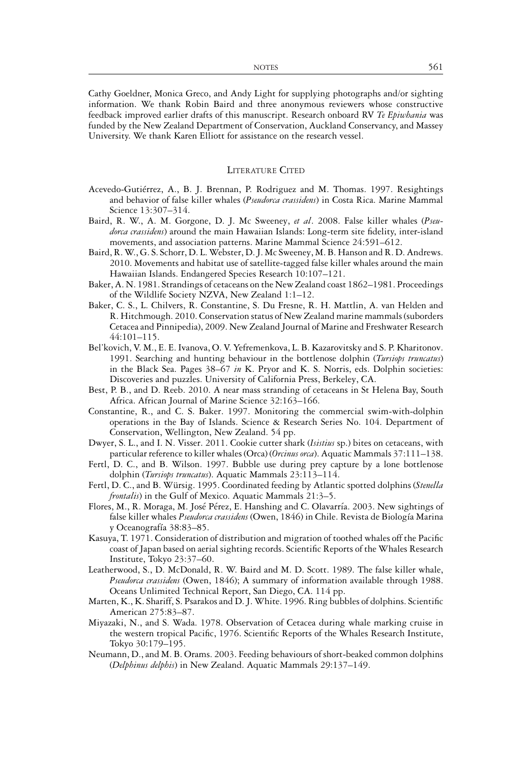Cathy Goeldner, Monica Greco, and Andy Light for supplying photographs and/or sighting information. We thank Robin Baird and three anonymous reviewers whose constructive feedback improved earlier drafts of this manuscript. Research onboard RV *Te Epiwhania* was funded by the New Zealand Department of Conservation, Auckland Conservancy, and Massey University. We thank Karen Elliott for assistance on the research vessel.

## Literature Cited

Acevedo-Gutiérrez, A., B. J. Brennan, P. Rodriguez and M. Thomas. 1997. Resightings and behavior of false killer whales (*Pseudorca crassidens*) in Costa Rica. Marine Mammal Science 13:307–314.

Baird, R. W., A. M. Gorgone, D. J. Mc Sweeney, *et al*. 2008. False killer whales (*Pseudorca crassidens*) around the main Hawaiian Islands: Long-term site fidelity, inter-island movements, and association patterns. Marine Mammal Science 24:591–612.

Baird, R. W., G. S. Schorr, D. L. Webster, D. J. Mc Sweeney, M. B. Hanson and R. D. Andrews. 2010. Movements and habitat use of satellite-tagged false killer whales around the main Hawaiian Islands. Endangered Species Research 10:107–121.

Baker, A. N. 1981. Strandings of cetaceans on the New Zealand coast 1862–1981. Proceedings of the Wildlife Society NZVA, New Zealand 1:1–12.

Baker, C. S., L. Chilvers, R. Constantine, S. Du Fresne, R. H. Mattlin, A. van Helden and R. Hitchmough. 2010. Conservation status of New Zealand marine mammals (suborders Cetacea and Pinnipedia), 2009. New Zealand Journal of Marine and Freshwater Research 44:101–115.

Bel'kovich, V. M., E. E. Ivanova, O. V. Yefremenkova, L. B. Kazarovitsky and S. P. Kharitonov. 1991. Searching and hunting behaviour in the bottlenose dolphin (*Tursiops truncatus*) in the Black Sea. Pages 38–67 *in* K. Pryor and K. S. Norris, eds. Dolphin societies: Discoveries and puzzles. University of California Press, Berkeley, CA.

Best, P. B., and D. Reeb. 2010. A near mass stranding of cetaceans in St Helena Bay, South Africa. African Journal of Marine Science 32:163–166.

Constantine, R., and C. S. Baker. 1997. Monitoring the commercial swim-with-dolphin operations in the Bay of Islands. Science & Research Series No. 104. Department of Conservation, Wellington, New Zealand. 54 pp.

Dwyer, S. L., and I. N. Visser. 2011. Cookie cutter shark (*Isistius* sp.) bites on cetaceans, with particular reference to killer whales (Orca) (*Orcinus orca*). Aquatic Mammals 37:111–138.

Fertl, D. C., and B. Wilson. 1997. Bubble use during prey capture by a lone bottlenose dolphin (*Tursiops truncatus*). Aquatic Mammals 23:113–114.

Fertl, D. C., and B. Würsig. 1995. Coordinated feeding by Atlantic spotted dolphins (*Stenella frontalis*) in the Gulf of Mexico. Aquatic Mammals 21:3–5.

Flores, M., R. Moraga, M. José Pérez, E. Hanshing and C. Olavarría. 2003. New sightings of false killer whales *Pseudorca crassidens* (Owen, 1846) in Chile. Revista de Biología Marina y Oceanografía 38:83–85.

Kasuya, T. 1971. Consideration of distribution and migration of toothed whales off the Pacific coast of Japan based on aerial sighting records. Scientific Reports of the Whales Research Institute, Tokyo 23:37–60.

Leatherwood, S., D. McDonald, R. W. Baird and M. D. Scott. 1989. The false killer whale, *Pseudorca crassidens* (Owen, 1846); A summary of information available through 1988. Oceans Unlimited Technical Report, San Diego, CA. 114 pp.

Marten, K., K. Shariff, S. Psarakos and D. J. White. 1996. Ring bubbles of dolphins. Scientific American 275:83–87.

Miyazaki, N., and S. Wada. 1978. Observation of Cetacea during whale marking cruise in the western tropical Pacific, 1976. Scientific Reports of the Whales Research Institute, Tokyo 30:179–195.

Neumann, D., and M. B. Orams. 2003. Feeding behaviours of short-beaked common dolphins (*Delphinus delphis*) in New Zealand. Aquatic Mammals 29:137–149.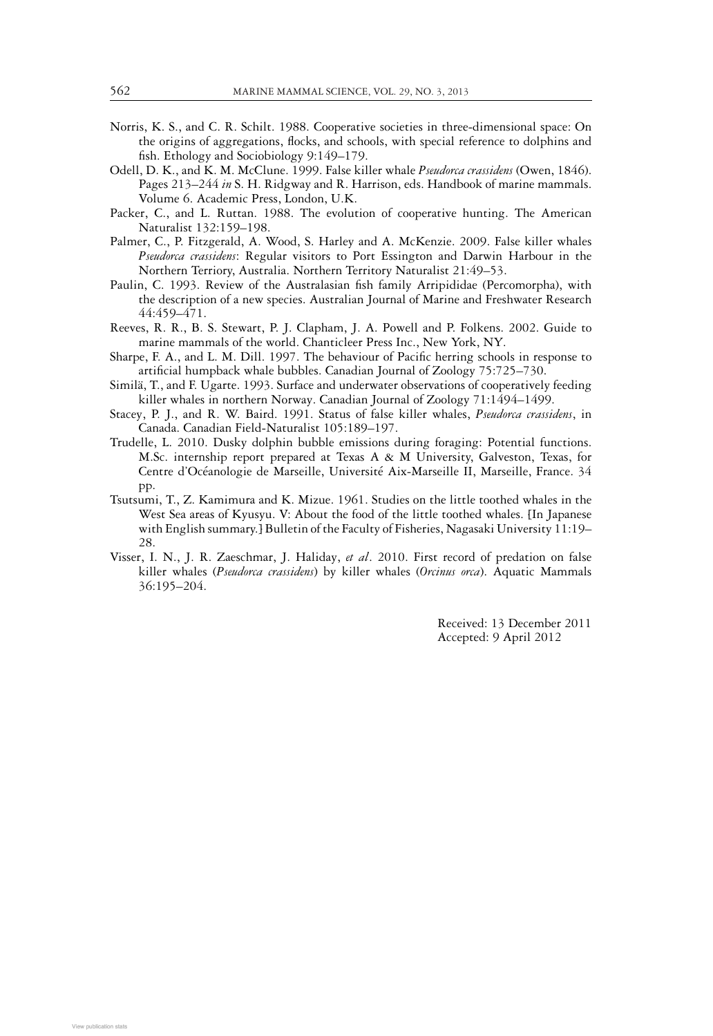Norris, K. S., and C. R. Schilt. 1988. Cooperative societies in three-dimensional space: On the origins of aggregations, flocks, and schools, with special reference to dolphins and fish. Ethology and Sociobiology 9:149–179.

Odell, D. K., and K. M. McClune. 1999. False killer whale *Pseudorca crassidens* (Owen, 1846). Pages 213–244 *in* S. H. Ridgway and R. Harrison, eds. Handbook of marine mammals. Volume 6. Academic Press, London, U.K.

Packer, C., and L. Ruttan. 1988. The evolution of cooperative hunting. The American Naturalist 132:159–198.

Palmer, C., P. Fitzgerald, A. Wood, S. Harley and A. McKenzie. 2009. False killer whales *Pseudorca crassidens*: Regular visitors to Port Essington and Darwin Harbour in the Northern Terriory, Australia. Northern Territory Naturalist 21:49–53.

Paulin, C. 1993. Review of the Australasian fish family Arripididae (Percomorpha), with the description of a new species. Australian Journal of Marine and Freshwater Research 44:459–471.

Reeves, R. R., B. S. Stewart, P. J. Clapham, J. A. Powell and P. Folkens. 2002. Guide to marine mammals of the world. Chanticleer Press Inc., New York, NY.

Sharpe, F. A., and L. M. Dill. 1997. The behaviour of Pacific herring schools in response to artificial humpback whale bubbles. Canadian Journal of Zoology 75:725–730.

Similä, T., and F. Ugarte. 1993. Surface and underwater observations of cooperatively feeding killer whales in northern Norway. Canadian Journal of Zoology 71:1494–1499.

Stacey, P. J., and R. W. Baird. 1991. Status of false killer whales, *Pseudorca crassidens*, in Canada. Canadian Field-Naturalist 105:189–197.

Trudelle, L. 2010. Dusky dolphin bubble emissions during foraging: Potential functions. M.Sc. internship report prepared at Texas A & M University, Galveston, Texas, for Centre d'Océanologie de Marseille, Université Aix-Marseille II, Marseille, France. 34 pp.

Tsutsumi, T., Z. Kamimura and K. Mizue. 1961. Studies on the little toothed whales in the West Sea areas of Kyusyu. V: About the food of the little toothed whales. [In Japanese with English summary.] Bulletin of the Faculty of Fisheries, Nagasaki University 11:19–28.

Visser, I. N., J. R. Zaeschmar, J. Haliday, *et al*. 2010. First record of predation on false killer whales (*Pseudorca crassidens*) by killer whales (*Orcinus orca*). Aquatic Mammals 36:195–204.

Received: 13 December 2011
Accepted: 9 April 2012